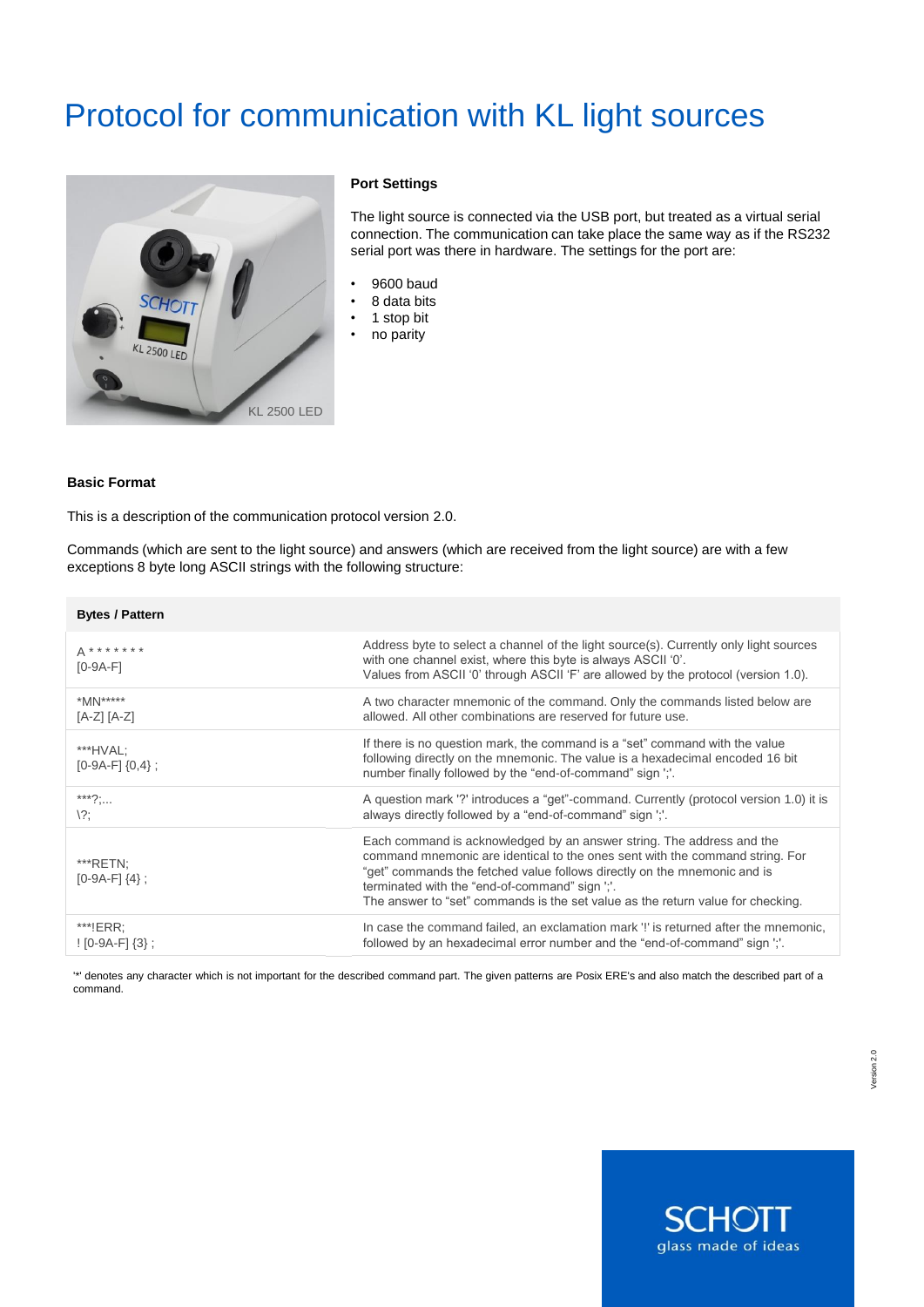# Protocol for communication with KL light sources

### Port Settings

The light source is connected via the USB port, but treated as a virtual serial connection. The communication can take place the same way as if the RS232 serial port was there in hardware. The settings for the port are:

- 9600 baud
- 8 data bits
- 1 stop bit
- no parity

### Basic Format

This is a description of the communication protocol version 2.0.

Commands (which are sent to the light source) and answers (which are received from the light source) are with a few exceptions 8 byte long ASCII strings with the following structure:

| Bytes / Pattern | |
|---|---|
| A * * * * * * *<br>[0-9A-F] | Address byte to select a channel of the light source(s). Currently only light sources with one channel exist, where this byte is always ASCII '0'.<br>Values from ASCII '0' through ASCII 'F' are allowed by the protocol (version 1.0). |
| *MN*****<br>[A-Z] [A-Z] | A two character mnemonic of the command. Only the commands listed below are allowed. All other combinations are reserved for future use. |
| ***HVAL;<br>[0-9A-F] {0,4} ; | If there is no question mark, the command is a "set" command with the value following directly on the mnemonic. The value is a hexadecimal encoded 16 bit number finally followed by the "end-of-command" sign ';'. |
| ***?;...<br>\?; | A question mark '?' introduces a "get"-command. Currently (protocol version 1.0) it is always directly followed by a "end-of-command" sign ';'. |
| ***RETN;<br>[0-9A-F] {4} ; | Each command is acknowledged by an answer string. The address and the command mnemonic are identical to the ones sent with the command string. For "get" commands the fetched value follows directly on the mnemonic and is terminated with the "end-of-command" sign ';'.<br>The answer to "set" commands is the set value as the return value for checking. |
| ***!ERR;<br>! [0-9A-F] {3} ; | In case the command failed, an exclamation mark '!' is returned after the mnemonic, followed by an hexadecimal error number and the "end-of-command" sign ';'. |

'*' denotes any character which is not important for the described command part. The given patterns are Posix ERE's and also match the described part of a command.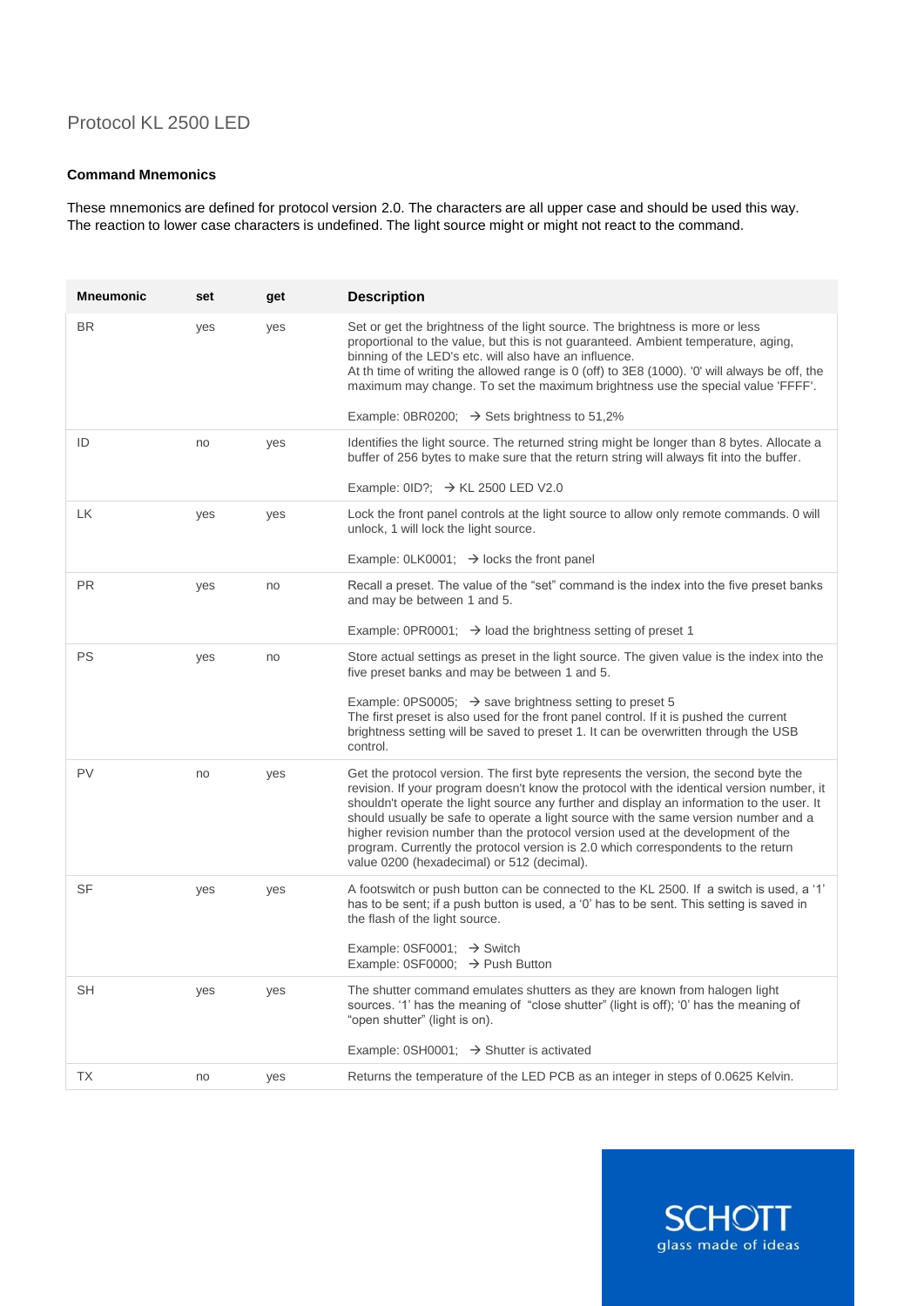# Protocol KL 2500 LED

### Command Mnemonics

These mnemonics are defined for protocol version 2.0. The characters are all upper case and should be used this way. The reaction to lower case characters is undefined. The light source might or might not react to the command.

| Mneumonic | set | get | Description |
|---|---|---|---|
| BR | yes | yes | Set or get the brightness of the light source. The brightness is more or less proportional to the value, but this is not guaranteed. Ambient temperature, aging, binning of the LED's etc. will also have an influence.<br>At th time of writing the allowed range is 0 (off) to 3E8 (1000). '0' will always be off, the maximum may change. To set the maximum brightness use the special value 'FFFF'.<br><br>Example: 0BR0200; → Sets brightness to 51,2% |
| ID | no | yes | Identifies the light source. The returned string might be longer than 8 bytes. Allocate a buffer of 256 bytes to make sure that the return string will always fit into the buffer.<br><br>Example: 0ID?; → KL 2500 LED V2.0 |
| LK | yes | yes | Lock the front panel controls at the light source to allow only remote commands. 0 will unlock, 1 will lock the light source.<br><br>Example: 0LK0001; → locks the front panel |
| PR | yes | no | Recall a preset. The value of the "set" command is the index into the five preset banks and may be between 1 and 5.<br><br>Example: 0PR0001; → load the brightness setting of preset 1 |
| PS | yes | no | Store actual settings as preset in the light source. The given value is the index into the five preset banks and may be between 1 and 5.<br><br>Example: 0PS0005; → save brightness setting to preset 5<br>The first preset is also used for the front panel control. If it is pushed the current brightness setting will be saved to preset 1. It can be overwritten through the USB control. |
| PV | no | yes | Get the protocol version. The first byte represents the version, the second byte the revision. If your program doesn't know the protocol with the identical version number, it shouldn't operate the light source any further and display an information to the user. It should usually be safe to operate a light source with the same version number and a higher revision number than the protocol version used at the development of the program. Currently the protocol version is 2.0 which correspondents to the return value 0200 (hexadecimal) or 512 (decimal). |
| SF | yes | yes | A footswitch or push button can be connected to the KL 2500. If a switch is used, a '1' has to be sent; if a push button is used, a '0' has to be sent. This setting is saved in the flash of the light source.<br><br>Example: 0SF0001; → Switch<br>Example: 0SF0000; → Push Button |
| SH | yes | yes | The shutter command emulates shutters as they are known from halogen light sources. '1' has the meaning of "close shutter" (light is off); '0' has the meaning of "open shutter" (light is on).<br><br>Example: 0SH0001; → Shutter is activated |
| TX | no | yes | Returns the temperature of the LED PCB as an integer in steps of 0.0625 Kelvin. |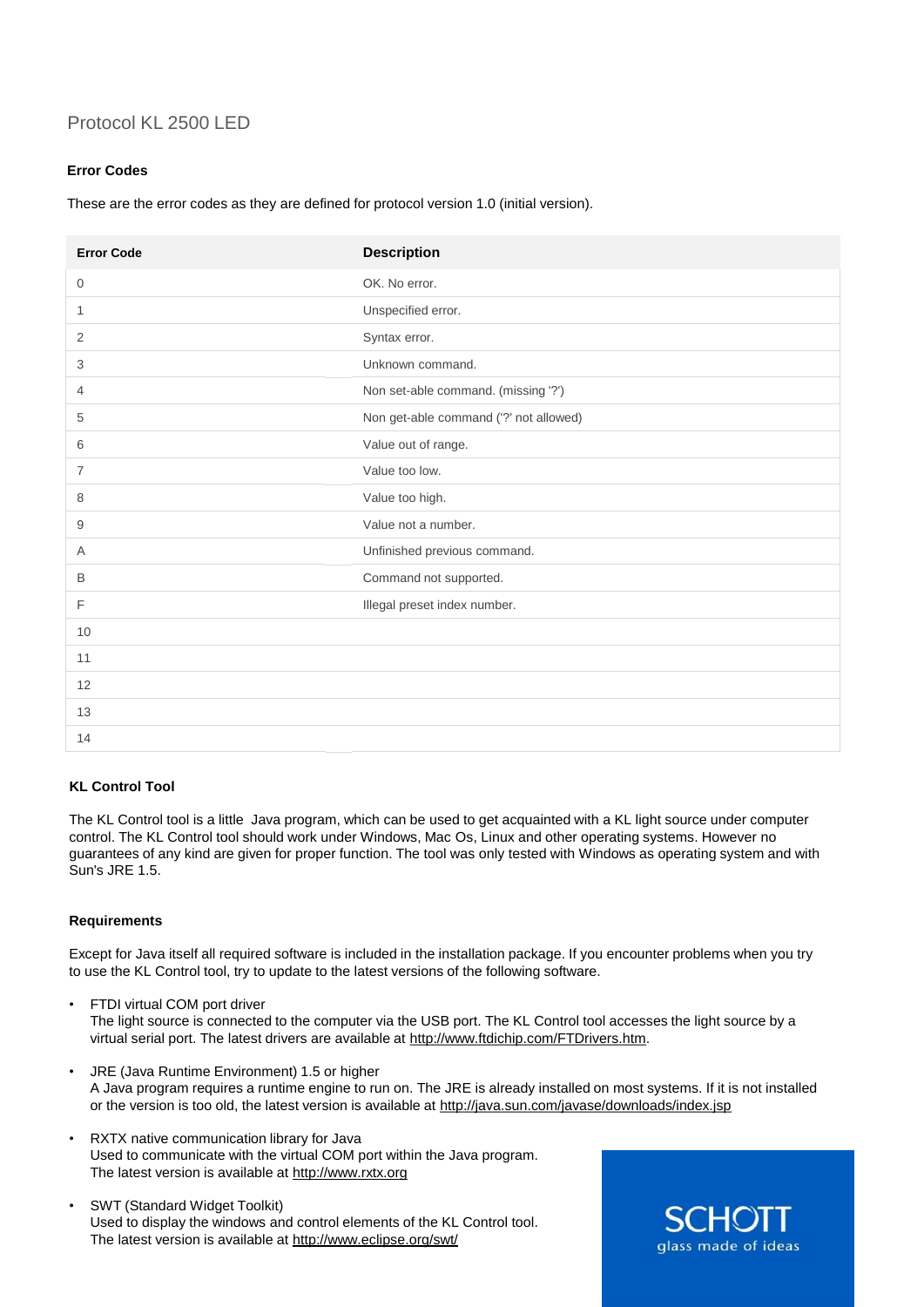# Protocol KL 2500 LED

### Error Codes

These are the error codes as they are defined for protocol version 1.0 (initial version).

| Error Code | Description |
|---|---|
| 0 | OK. No error. |
| 1 | Unspecified error. |
| 2 | Syntax error. |
| 3 | Unknown command. |
| 4 | Non set-able command. (missing '?') |
| 5 | Non get-able command ('?' not allowed) |
| 6 | Value out of range. |
| 7 | Value too low. |
| 8 | Value too high. |
| 9 | Value not a number. |
| A | Unfinished previous command. |
| B | Command not supported. |
| F | Illegal preset index number. |
| 10 | |
| 11 | |
| 12 | |
| 13 | |
| 14 | |

### KL Control Tool

The KL Control tool is a little Java program, which can be used to get acquainted with a KL light source under computer control. The KL Control tool should work under Windows, Mac Os, Linux and other operating systems. However no guarantees of any kind are given for proper function. The tool was only tested with Windows as operating system and with Sun's JRE 1.5.

### Requirements

Except for Java itself all required software is included in the installation package. If you encounter problems when you try to use the KL Control tool, try to update to the latest versions of the following software.

- FTDI virtual COM port driver
  The light source is connected to the computer via the USB port. The KL Control tool accesses the light source by a virtual serial port. The latest drivers are available at http://www.ftdichip.com/FTDrivers.htm.
- JRE (Java Runtime Environment) 1.5 or higher
  A Java program requires a runtime engine to run on. The JRE is already installed on most systems. If it is not installed or the version is too old, the latest version is available at http://java.sun.com/javase/downloads/index.jsp
- RXTX native communication library for Java
  Used to communicate with the virtual COM port within the Java program.
  The latest version is available at http://www.rxtx.org
- SWT (Standard Widget Toolkit)
  Used to display the windows and control elements of the KL Control tool.
  The latest version is available at http://www.eclipse.org/swt/

SCHOTT
glass made of ideas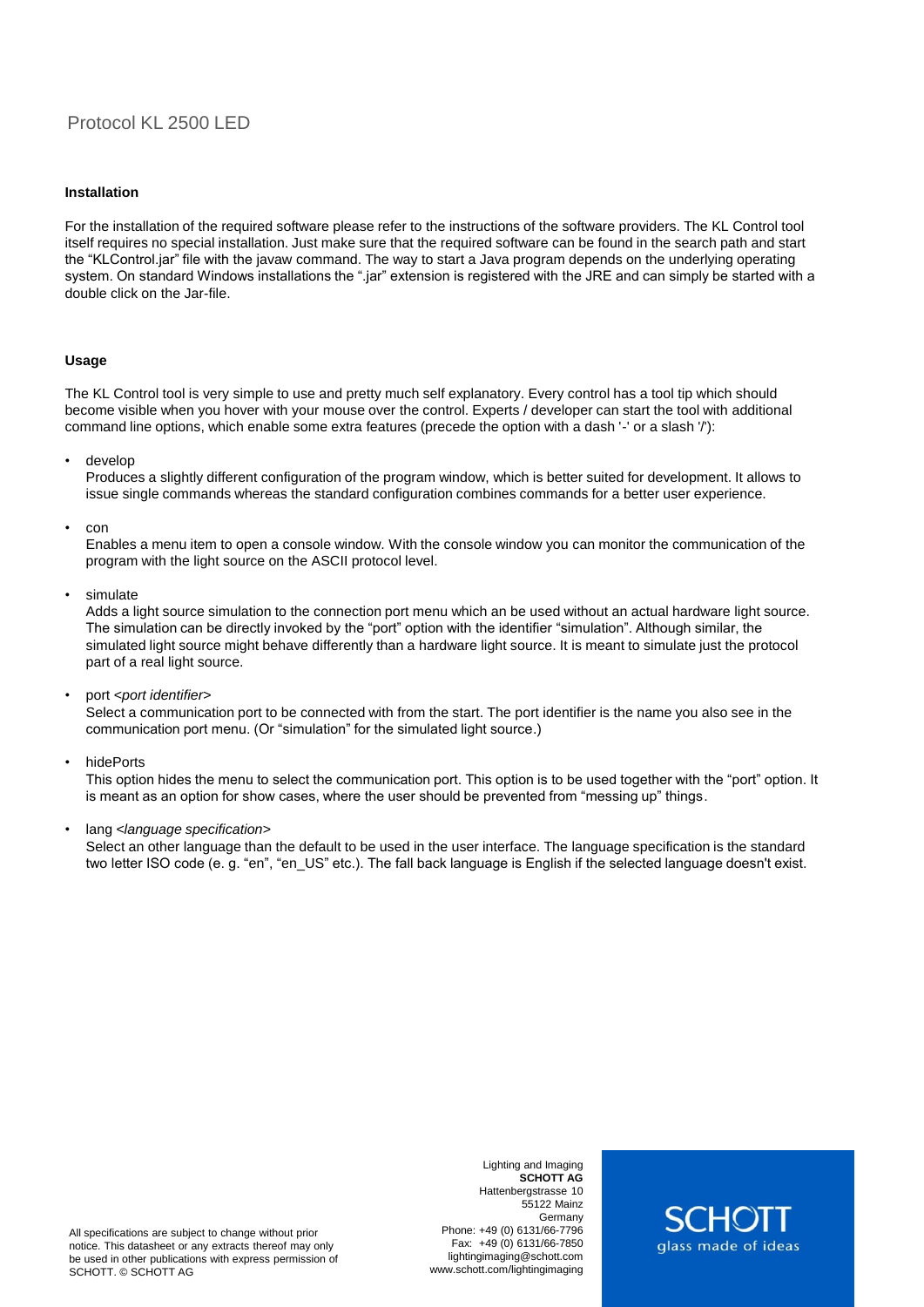Protocol KL 2500 LED

### Installation

For the installation of the required software please refer to the instructions of the software providers. The KL Control tool itself requires no special installation. Just make sure that the required software can be found in the search path and start the "KLControl.jar" file with the javaw command. The way to start a Java program depends on the underlying operating system. On standard Windows installations the ".jar" extension is registered with the JRE and can simply be started with a double click on the Jar-file.

### Usage

The KL Control tool is very simple to use and pretty much self explanatory. Every control has a tool tip which should become visible when you hover with your mouse over the control. Experts / developer can start the tool with additional command line options, which enable some extra features (precede the option with a dash '-' or a slash '/'):

- develop
  Produces a slightly different configuration of the program window, which is better suited for development. It allows to issue single commands whereas the standard configuration combines commands for a better user experience.

- con
  Enables a menu item to open a console window. With the console window you can monitor the communication of the program with the light source on the ASCII protocol level.

- simulate
  Adds a light source simulation to the connection port menu which an be used without an actual hardware light source. The simulation can be directly invoked by the "port" option with the identifier "simulation". Although similar, the simulated light source might behave differently than a hardware light source. It is meant to simulate just the protocol part of a real light source.

- port <*port identifier*>
  Select a communication port to be connected with from the start. The port identifier is the name you also see in the communication port menu. (Or "simulation" for the simulated light source.)

- hidePorts
  This option hides the menu to select the communication port. This option is to be used together with the "port" option. It is meant as an option for show cases, where the user should be prevented from "messing up" things.

- lang <*language specification*>
  Select an other language than the default to be used in the user interface. The language specification is the standard two letter ISO code (e. g. "en", "en_US" etc.). The fall back language is English if the selected language doesn't exist.

All specifications are subject to change without prior notice. This datasheet or any extracts thereof may only be used in other publications with express permission of SCHOTT. © SCHOTT AG

Lighting and Imaging
**SCHOTT AG**
Hattenbergstrasse 10
55122 Mainz
Germany
Phone: +49 (0) 6131/66-7796
Fax: +49 (0) 6131/66-7850
lightingimaging@schott.com
www.schott.com/lightingimaging

SCHOTT
glass made of ideas